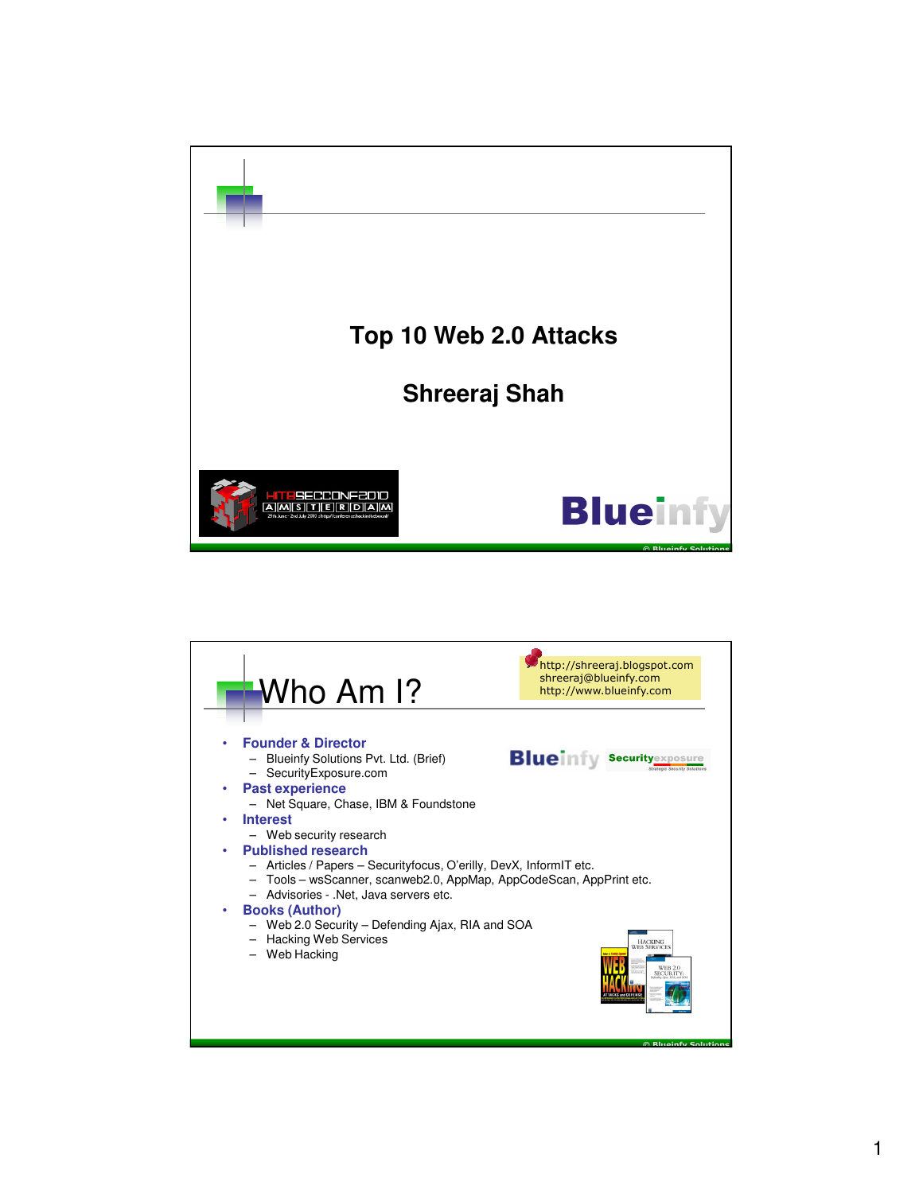# Top 10 Web 2.0 Attacks

## Shreeraj Shah

HITBSECCONF2010 AMSTERDAM

Blueinfy

© Blueinfy Solutions

---

## Who Am I?

http://shreeraj.blogspot.com
shreeraj@blueinfy.com
http://www.blueinfy.com

- **Founder & Director**
  - Blueinfy Solutions Pvt. Ltd. (Brief)
  - SecurityExposure.com
- **Past experience**
  - Net Square, Chase, IBM & Foundstone
- **Interest**
  - Web security research
- **Published research**
  - Articles / Papers – Securityfocus, O'erilly, DevX, InformIT etc.
  - Tools – wsScanner, scanweb2.0, AppMap, AppCodeScan, AppPrint etc.
  - Advisories - .Net, Java servers etc.
- **Books (Author)**
  - Web 2.0 Security – Defending Ajax, RIA and SOA
  - Hacking Web Services
  - Web Hacking

© Blueinfy Solutions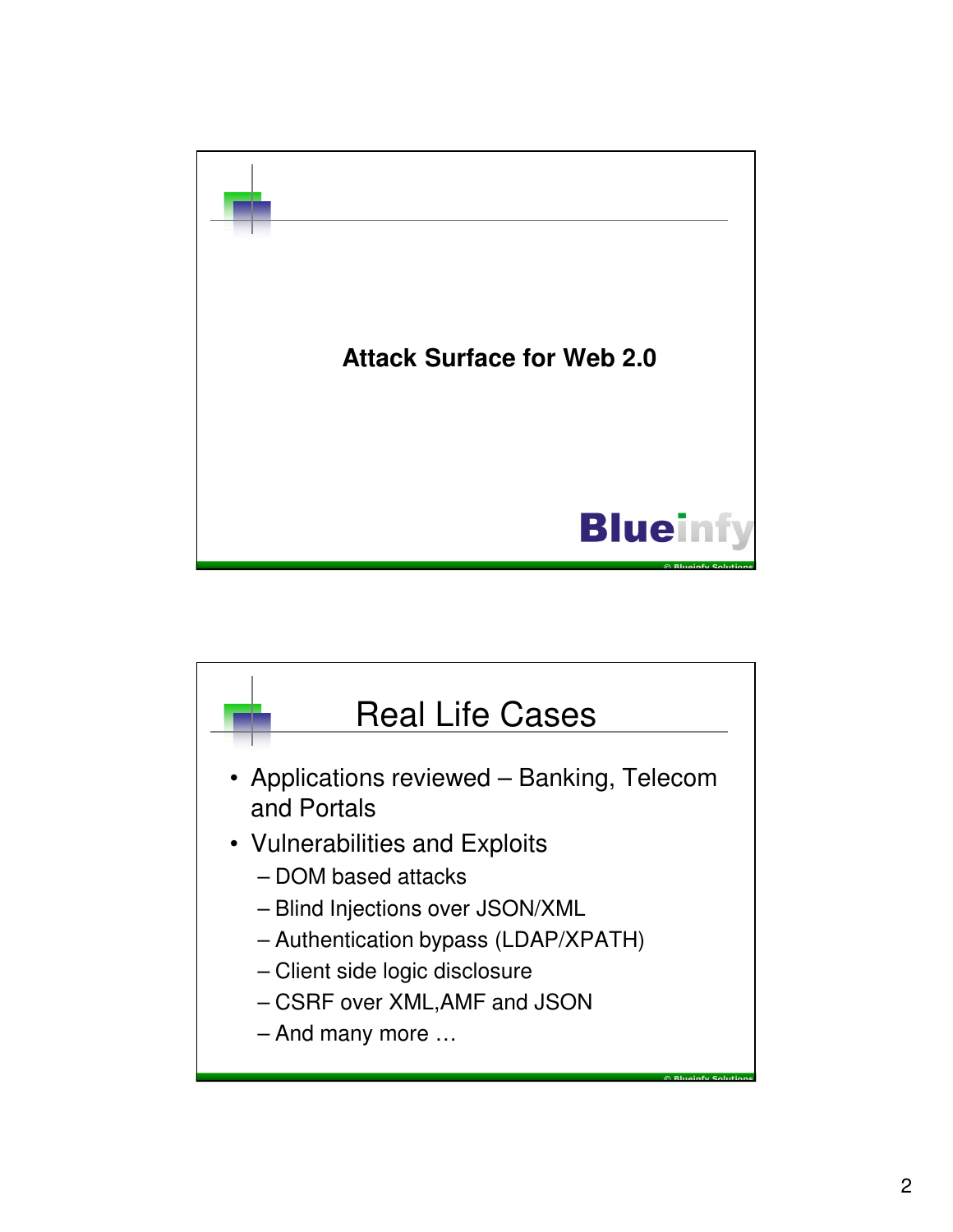## Attack Surface for Web 2.0

## Real Life Cases

- Applications reviewed – Banking, Telecom and Portals
- Vulnerabilities and Exploits
  - DOM based attacks
  - Blind Injections over JSON/XML
  - Authentication bypass (LDAP/XPATH)
  - Client side logic disclosure
  - CSRF over XML,AMF and JSON
  - And many more …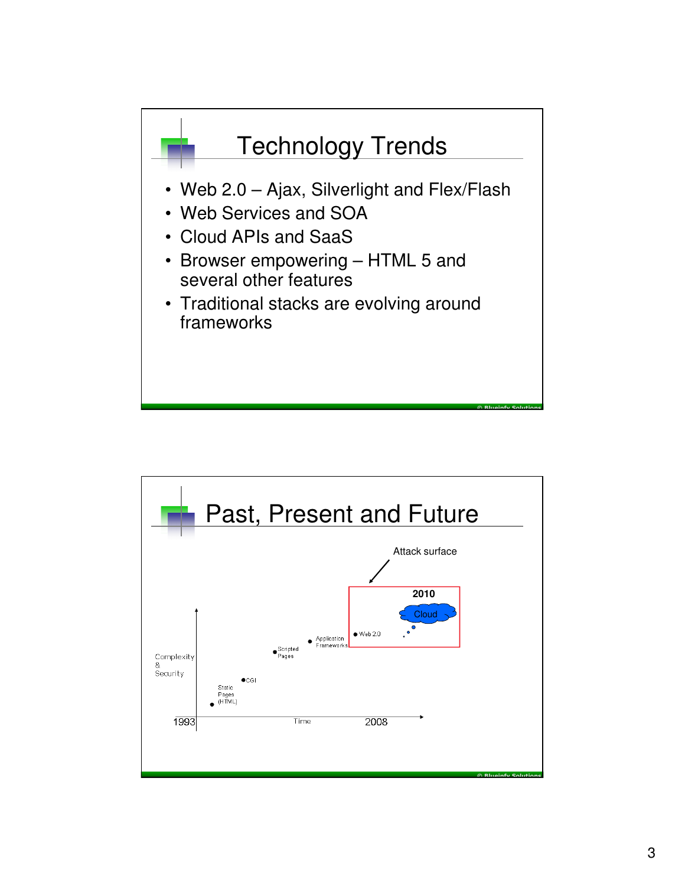# Technology Trends

- Web 2.0 – Ajax, Silverlight and Flex/Flash
- Web Services and SOA
- Cloud APIs and SaaS
- Browser empowering – HTML 5 and several other features
- Traditional stacks are evolving around frameworks

# Past, Present and Future

Attack surface

2010

Cloud

Web 2.0

Application Frameworks

Scripted Pages

CGI

Static Pages (HTML)

Complexity & Security

1993

Time

2008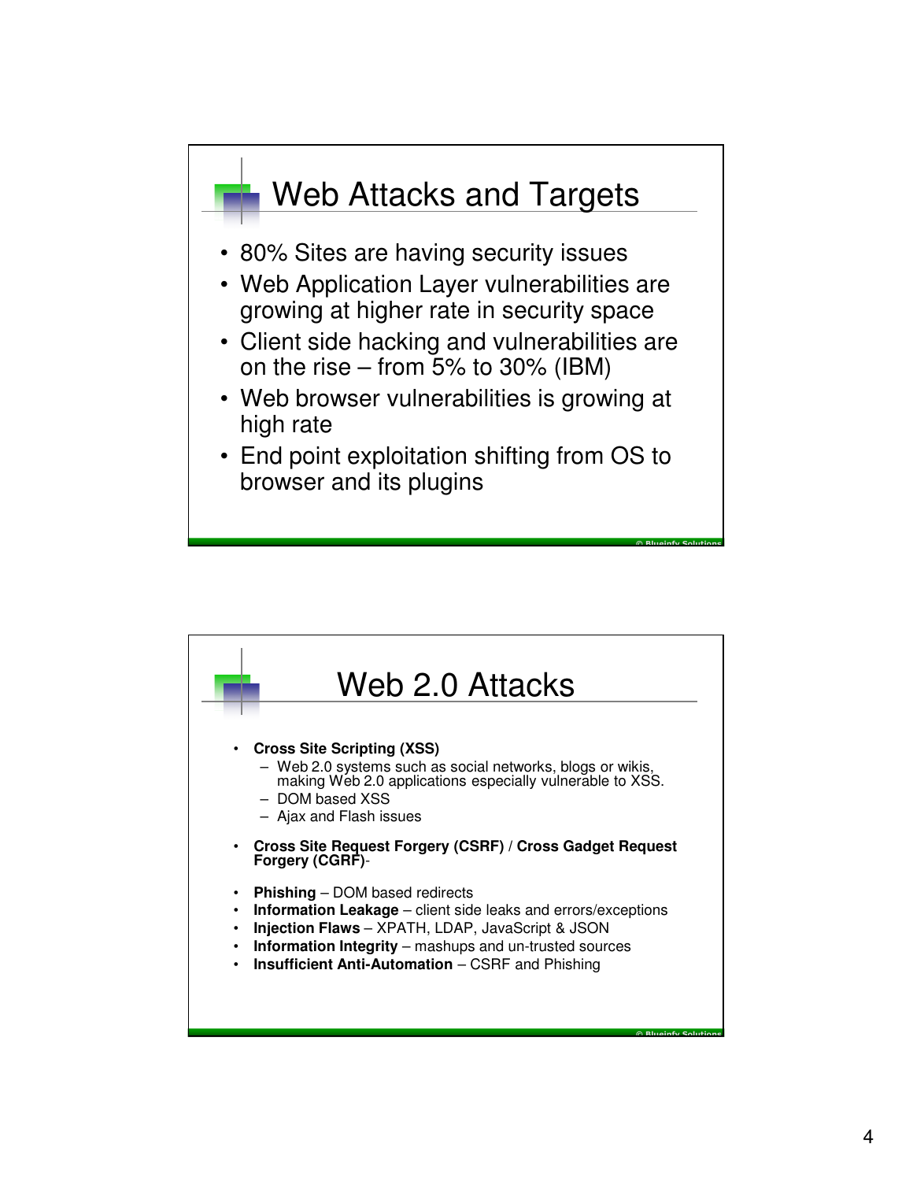## Web Attacks and Targets

- 80% Sites are having security issues
- Web Application Layer vulnerabilities are growing at higher rate in security space
- Client side hacking and vulnerabilities are on the rise – from 5% to 30% (IBM)
- Web browser vulnerabilities is growing at high rate
- End point exploitation shifting from OS to browser and its plugins

## Web 2.0 Attacks

- **Cross Site Scripting (XSS)**
  - Web 2.0 systems such as social networks, blogs or wikis, making Web 2.0 applications especially vulnerable to XSS.
  - DOM based XSS
  - Ajax and Flash issues
- **Cross Site Request Forgery (CSRF)** / **Cross Gadget Request Forgery (CGRF)**-
- **Phishing** – DOM based redirects
- **Information Leakage** – client side leaks and errors/exceptions
- **Injection Flaws** – XPATH, LDAP, JavaScript & JSON
- **Information Integrity** – mashups and un-trusted sources
- **Insufficient Anti-Automation** – CSRF and Phishing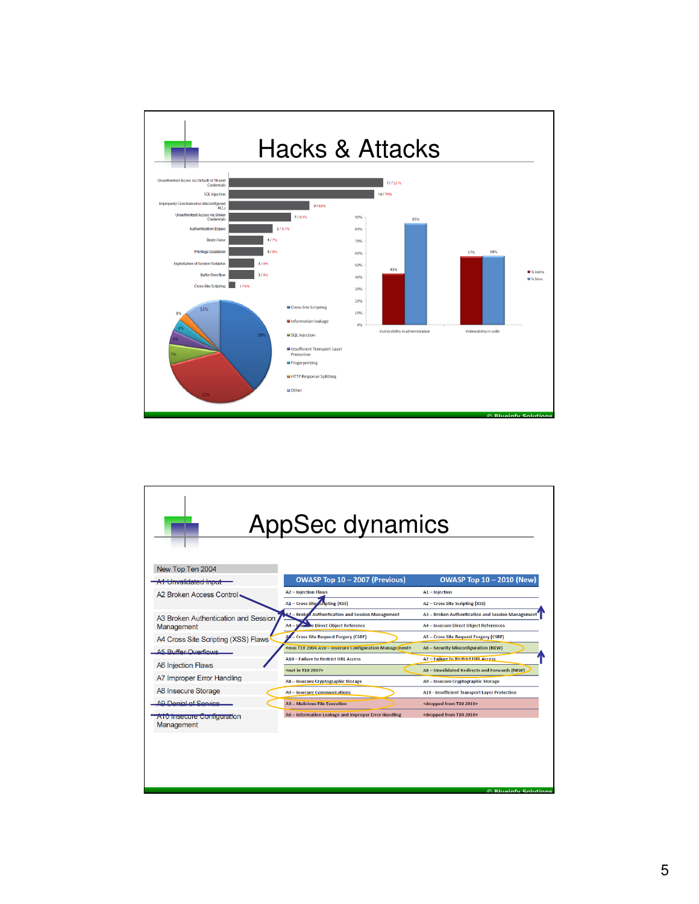# Hacks & Attacks

| Attack | Count / % |
|---|---|
| Unauthorized Access via Default or Shared Credentials | 17 / 53% |
| SQL Injection | 16 / 79% |
| Improperly Constrained or Misconfigured ACLs | 9 / 66% |
| Unauthorized Access via Stolen Credentials | 7 / 0.1% |
| Authentication Bypass | 5 / 0.1% |
| Brute-Force | 4 / 7% |
| Privilege Escalation | 4 / 0% |
| Exploitation of Session Variables | 3 / 0% |
| Buffer Overflow | 3 / 0% |
| Cross-Site Scripting | 1 / 0% |

| | % Vulns | % Sites |
|---|---|---|
| Vulnerability in administration | 43% | 85% |
| Vulnerability in code | 57% | 58% |

| Category | % |
|---|---|
| Cross-Site Scripting | 39% |
| Information leakage | 32% |
| SQL Injection | 7% |
| Insufficient Transport Layer Protection | 4% |
| Fingerprinting | 4% |
| HTTP Response Splitting | 3% |
| Other | 12% |

© Blueinfy Solutions

# AppSec dynamics

New Top Ten 2004

- ~~A1 Unvalidated Input~~
- A2 Broken Access Control
- A3 Broken Authentication and Session Management
- A4 Cross Site Scripting (XSS) Flaws
- ~~A5 Buffer Overflows~~
- A6 Injection Flaws
- A7 Improper Error Handling
- A8 Insecure Storage
- ~~A9 Denial of Service~~
- ~~A10 Insecure Configuration Management~~

| OWASP Top 10 – 2007 (Previous) | OWASP Top 10 – 2010 (New) |
|---|---|
| A2 – Injection Flaws | A1 – Injection |
| A1 – Cross Site Scripting (XSS) | A2 – Cross Site Scripting (XSS) |
| A7 – Broken Authentication and Session Management | A3 – Broken Authentication and Session Management |
| A4 – Insecure Direct Object Reference | A4 – Insecure Direct Object References |
| A5 – Cross Site Request Forgery (CSRF) | A5 – Cross Site Request Forgery (CSRF) |
| <was T10 2004 A10 – Insecure Configuration Management> | A6 – Security Misconfiguration (NEW) |
| A10 – Failure to Restrict URL Access | A7 – Failure to Restrict URL Access |
| <not in T10 2007> | A8 – Unvalidated Redirects and Forwards (NEW) |
| A8 – Insecure Cryptographic Storage | A9 – Insecure Cryptographic Storage |
| A9 – Insecure Communications | A10 - Insufficient Transport Layer Protection |
| A3 – Malicious File Execution | <dropped from T10 2010> |
| A6 – Information Leakage and Improper Error Handling | <dropped from T10 2010> |

© Blueinfy Solutions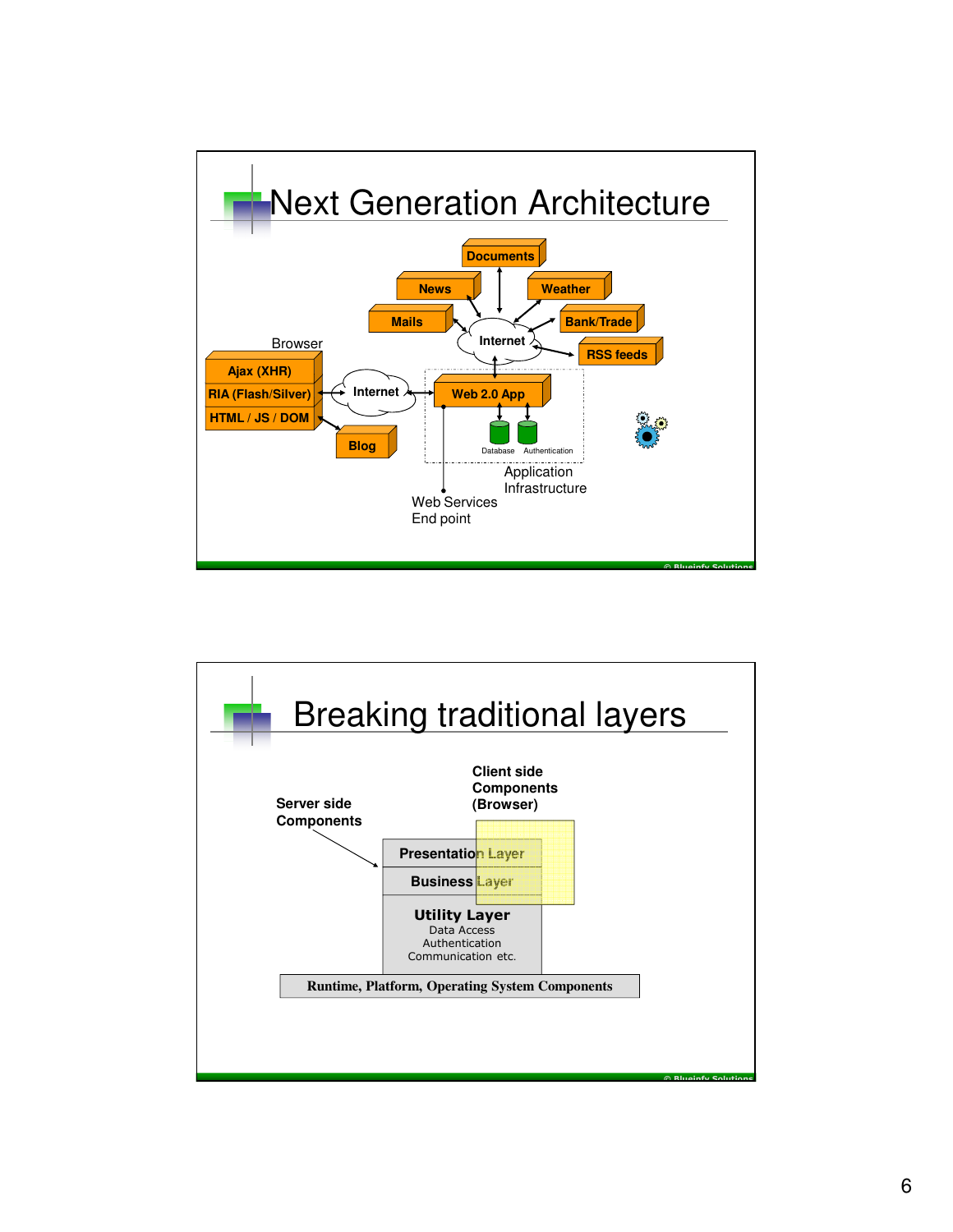# Next Generation Architecture

Documents

News

Weather

Mails

Bank/Trade

Internet

RSS feeds

Browser

Ajax (XHR)

RIA (Flash/Silver)

HTML / JS / DOM

Internet

Web 2.0 App

Database

Authentication

Blog

Application Infrastructure

Web Services End point

# Breaking traditional layers

Server side Components

Client side Components (Browser)

Presentation Layer

Business Layer

**Utility Layer**
Data Access
Authentication
Communication etc.

Runtime, Platform, Operating System Components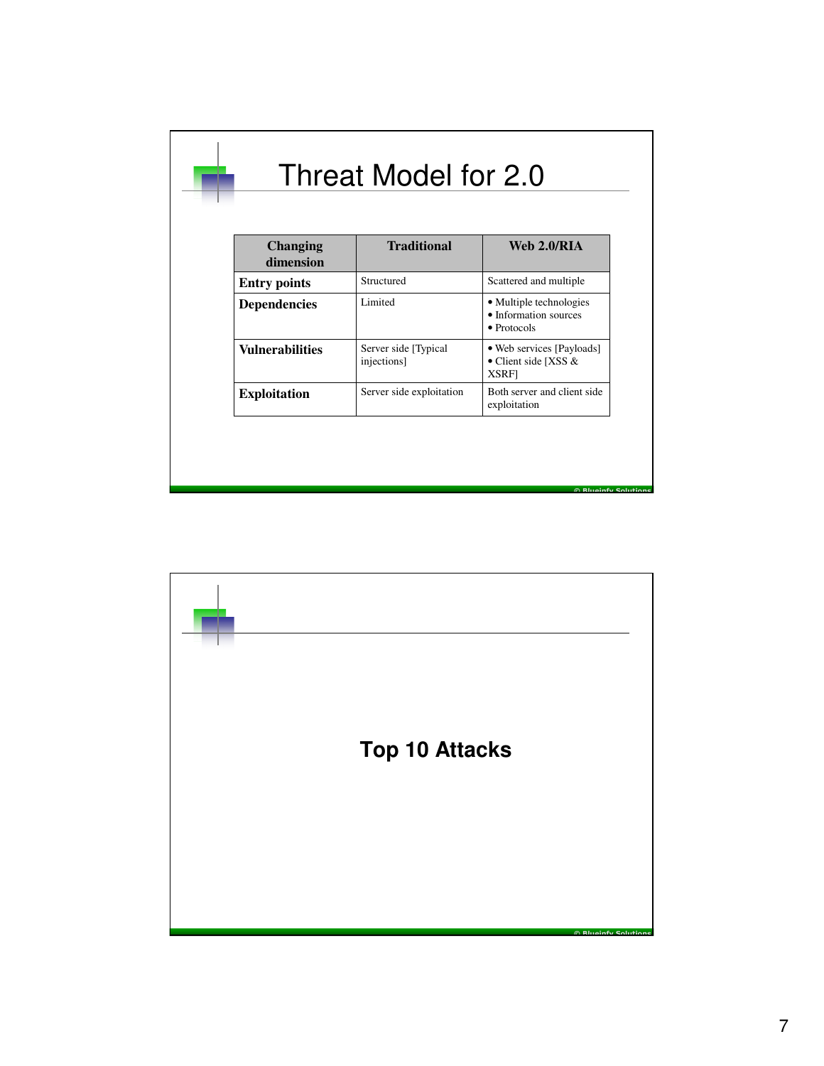# Threat Model for 2.0

| Changing dimension | Traditional | Web 2.0/RIA |
| --- | --- | --- |
| **Entry points** | Structured | Scattered and multiple |
| **Dependencies** | Limited | • Multiple technologies<br>• Information sources<br>• Protocols |
| **Vulnerabilities** | Server side [Typical injections] | • Web services [Payloads]<br>• Client side [XSS & XSRF] |
| **Exploitation** | Server side exploitation | Both server and client side exploitation |

# Top 10 Attacks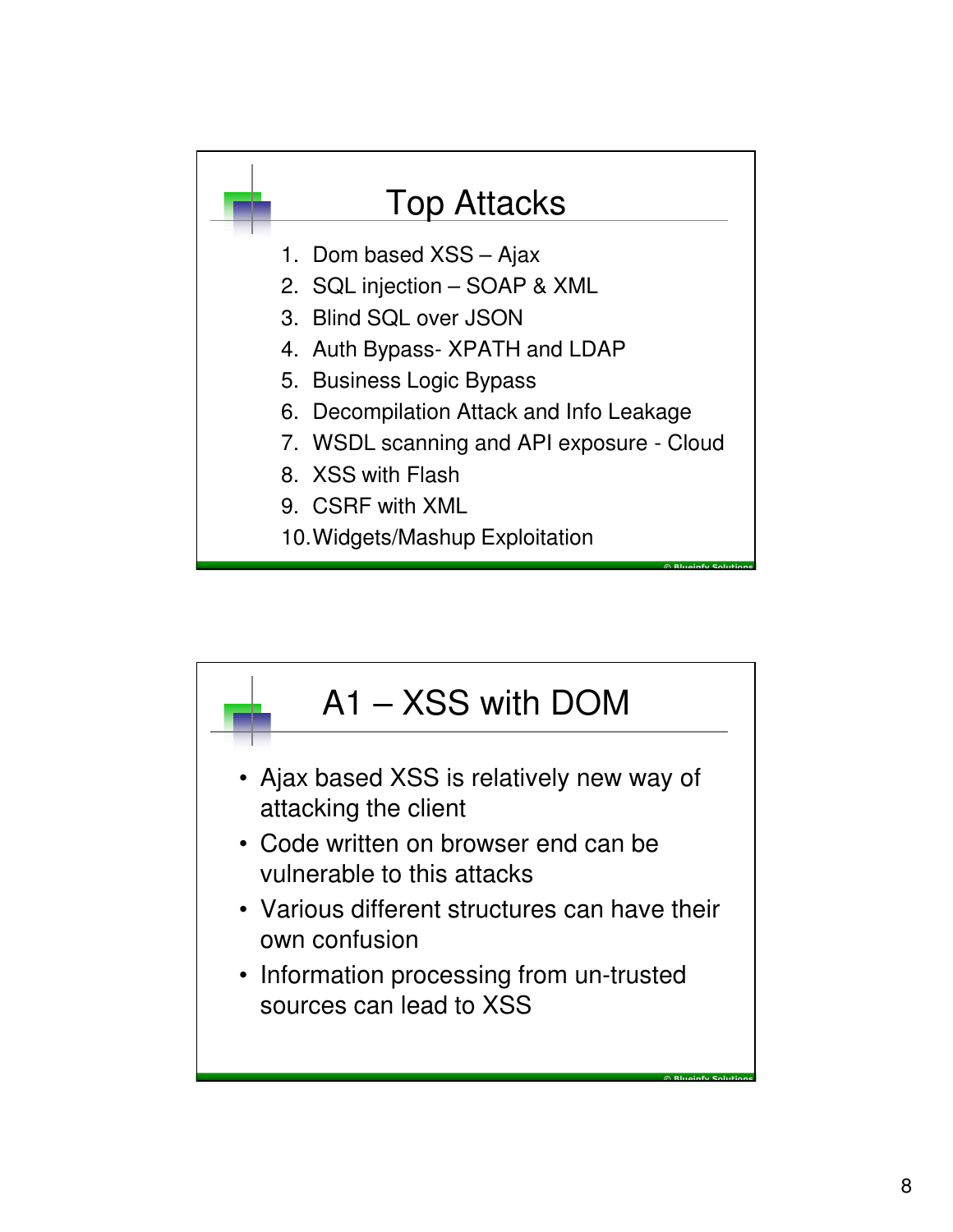## Top Attacks

1. Dom based XSS – Ajax
2. SQL injection – SOAP & XML
3. Blind SQL over JSON
4. Auth Bypass- XPATH and LDAP
5. Business Logic Bypass
6. Decompilation Attack and Info Leakage
7. WSDL scanning and API exposure - Cloud
8. XSS with Flash
9. CSRF with XML
10. Widgets/Mashup Exploitation

## A1 – XSS with DOM

- Ajax based XSS is relatively new way of attacking the client
- Code written on browser end can be vulnerable to this attacks
- Various different structures can have their own confusion
- Information processing from un-trusted sources can lead to XSS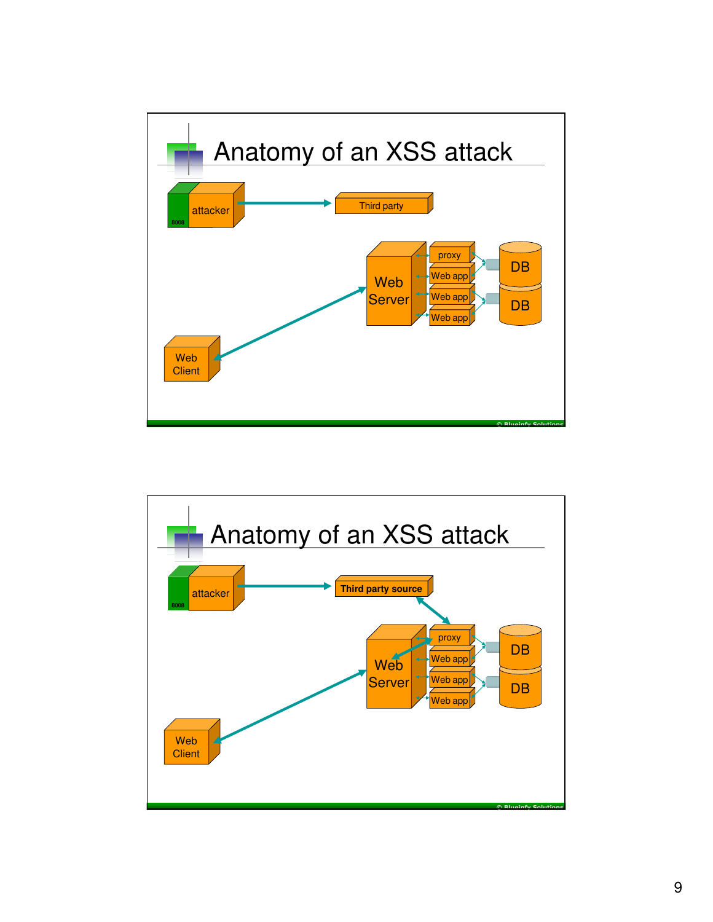## Anatomy of an XSS attack

attacker

8008

Third party

Web Server

proxy

Web app

Web app

Web app

DB

DB

Web Client

© Blueinfy Solutions

## Anatomy of an XSS attack

attacker

8008

**Third party source**

Web Server

proxy

Web app

Web app

Web app

DB

DB

Web Client

© Blueinfy Solutions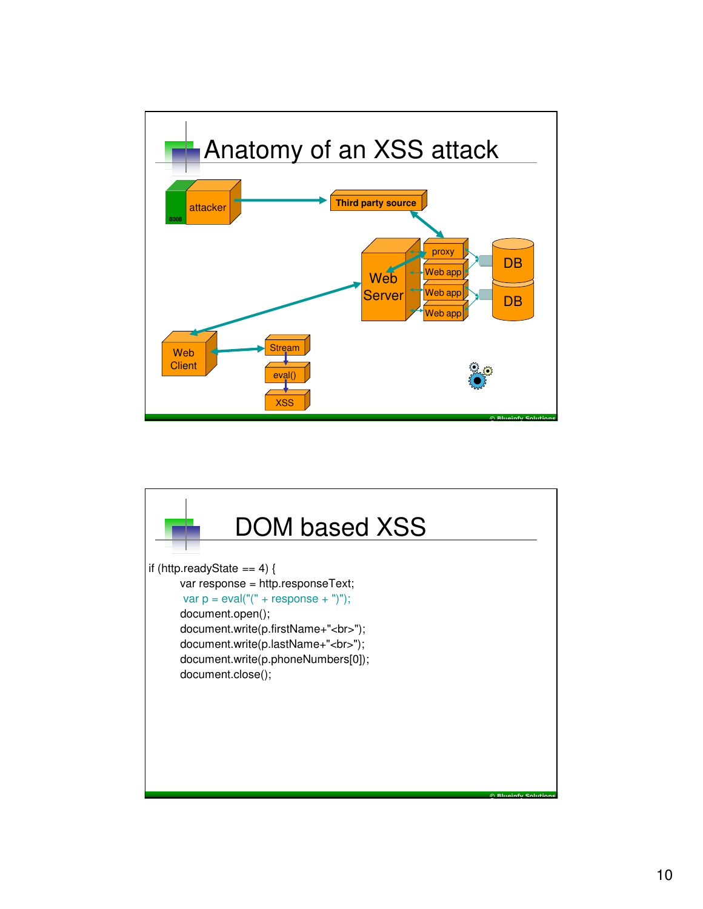# Anatomy of an XSS attack

attacker

Third party source

Web Server

proxy

Web app

Web app

Web app

DB

DB

Web Client

Stream

eval()

XSS

# DOM based XSS

```
if (http.readyState == 4) {
        var response = http.responseText;
        var p = eval("(" + response + ")");
        document.open();
        document.write(p.firstName+"<br>");
        document.write(p.lastName+"<br>");
        document.write(p.phoneNumbers[0]);
        document.close();
```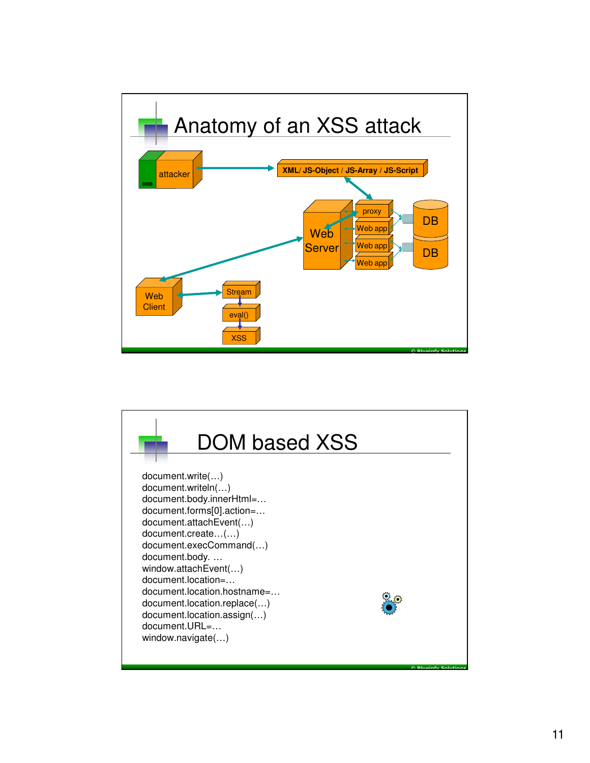# Anatomy of an XSS attack

attacker

XML/ JS-Object / JS-Array / JS-Script

Web Server

proxy

Web app

Web app

Web app

DB

DB

Web Client

Stream

eval()

XSS

# DOM based XSS

document.write(…)
document.writeln(…)
document.body.innerHtml=…
document.forms[0].action=…
document.attachEvent(…)
document.create…(…)
document.execCommand(…)
document.body. …
window.attachEvent(…)
document.location=…
document.location.hostname=…
document.location.replace(…)
document.location.assign(…)
document.URL=…
window.navigate(…)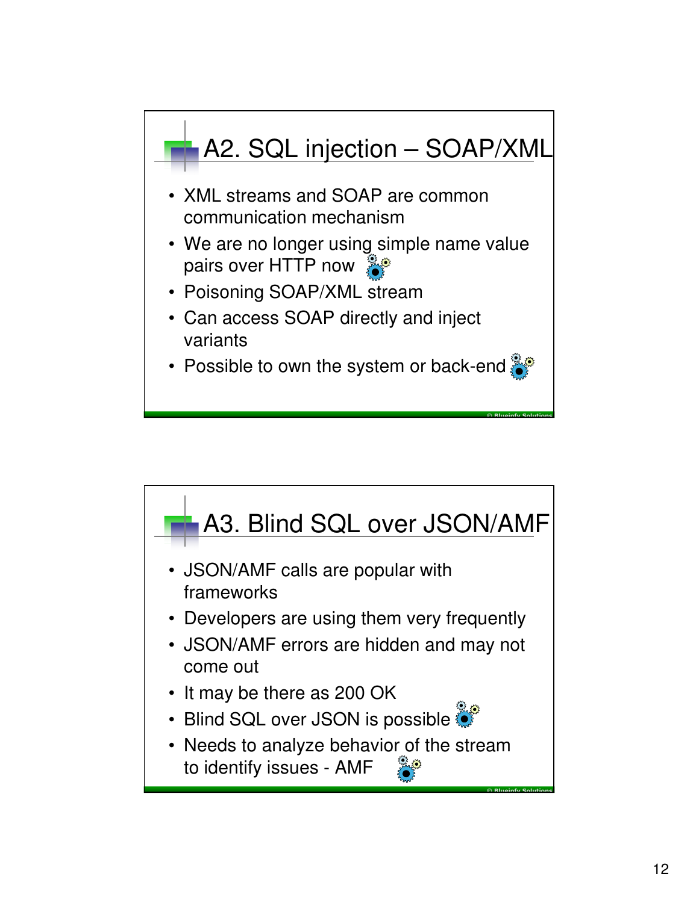## A2. SQL injection – SOAP/XML

- XML streams and SOAP are common communication mechanism
- We are no longer using simple name value pairs over HTTP now
- Poisoning SOAP/XML stream
- Can access SOAP directly and inject variants
- Possible to own the system or back-end

© Blueinfy Solutions

## A3. Blind SQL over JSON/AMF

- JSON/AMF calls are popular with frameworks
- Developers are using them very frequently
- JSON/AMF errors are hidden and may not come out
- It may be there as 200 OK
- Blind SQL over JSON is possible
- Needs to analyze behavior of the stream to identify issues - AMF

© Blueinfy Solutions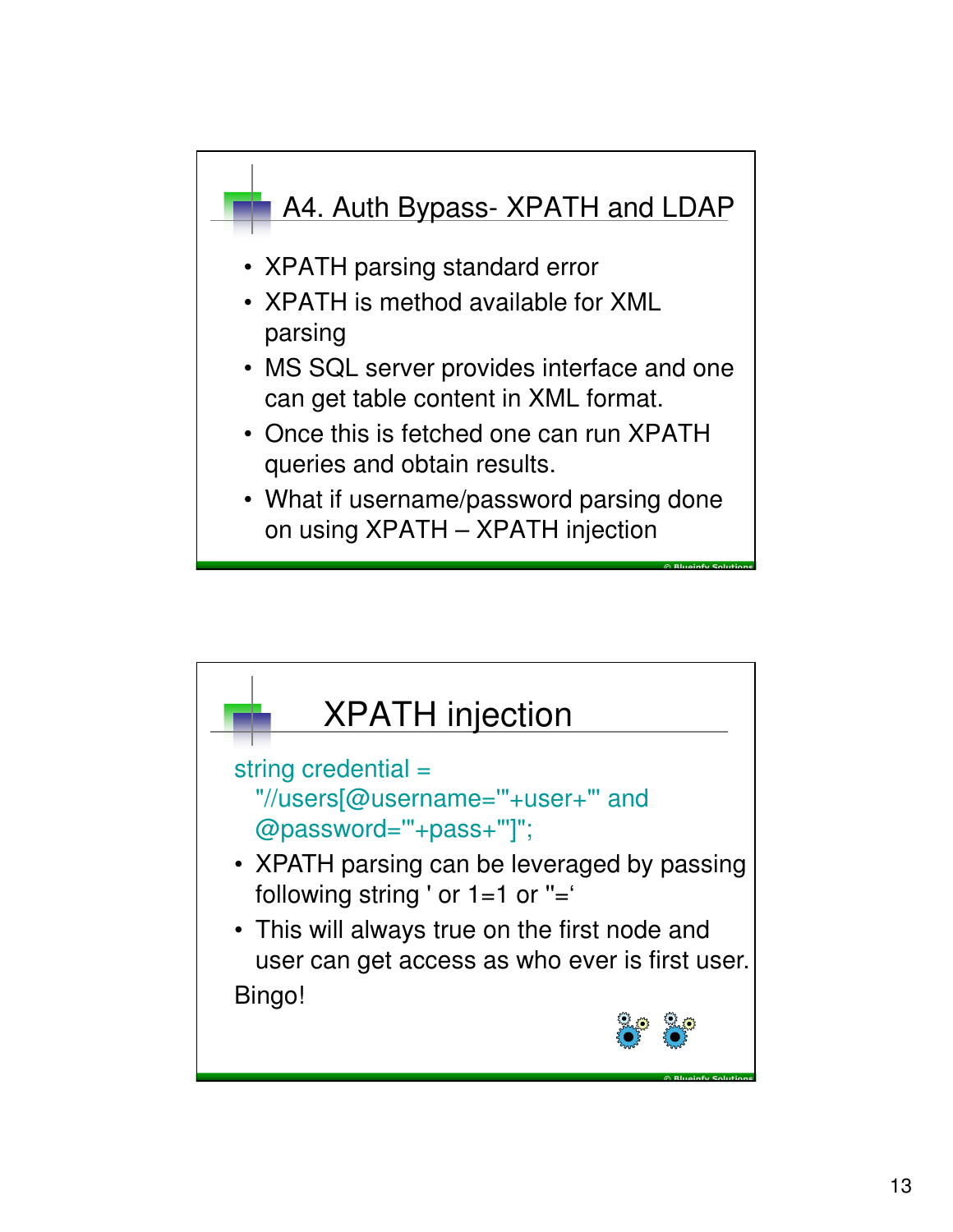## A4. Auth Bypass- XPATH and LDAP

- XPATH parsing standard error
- XPATH is method available for XML parsing
- MS SQL server provides interface and one can get table content in XML format.
- Once this is fetched one can run XPATH queries and obtain results.
- What if username/password parsing done on using XPATH – XPATH injection

## XPATH injection

```
string credential =
  "//users[@username='"+user+"' and
  @password='"+pass+"']";
```

- XPATH parsing can be leveraged by passing following string ' or 1=1 or ''='
- This will always true on the first node and user can get access as who ever is first user.

Bingo!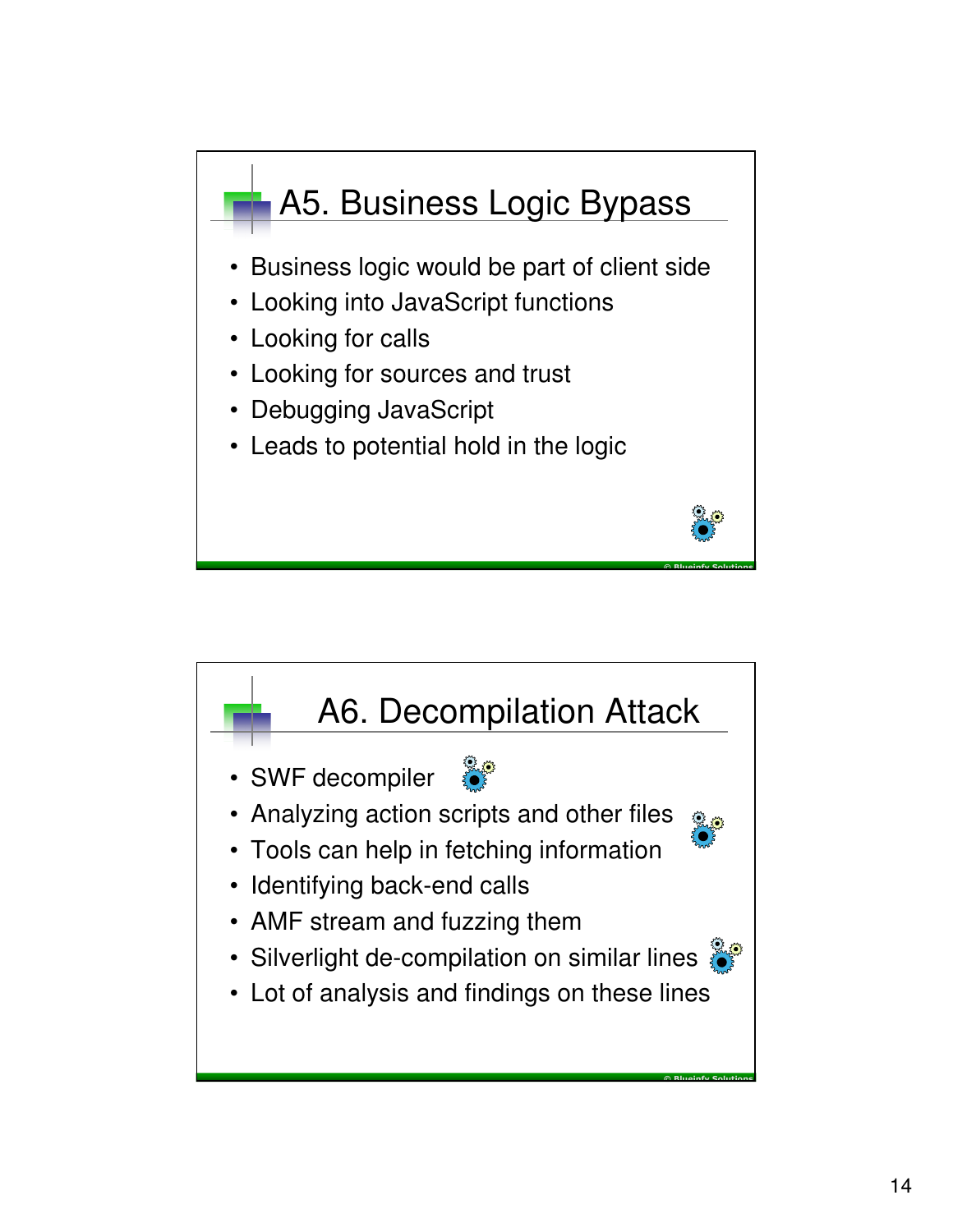## A5. Business Logic Bypass

- Business logic would be part of client side
- Looking into JavaScript functions
- Looking for calls
- Looking for sources and trust
- Debugging JavaScript
- Leads to potential hold in the logic

© Blueinfy Solutions

## A6. Decompilation Attack

- SWF decompiler
- Analyzing action scripts and other files
- Tools can help in fetching information
- Identifying back-end calls
- AMF stream and fuzzing them
- Silverlight de-compilation on similar lines
- Lot of analysis and findings on these lines

© Blueinfy Solutions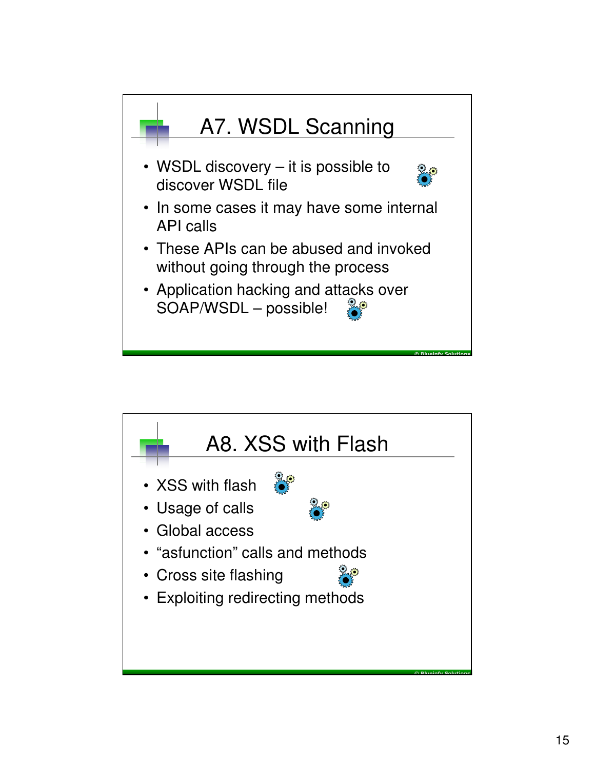## A7. WSDL Scanning

- WSDL discovery – it is possible to discover WSDL file
- In some cases it may have some internal API calls
- These APIs can be abused and invoked without going through the process
- Application hacking and attacks over SOAP/WSDL – possible!

## A8. XSS with Flash

- XSS with flash
- Usage of calls
- Global access
- “asfunction” calls and methods
- Cross site flashing
- Exploiting redirecting methods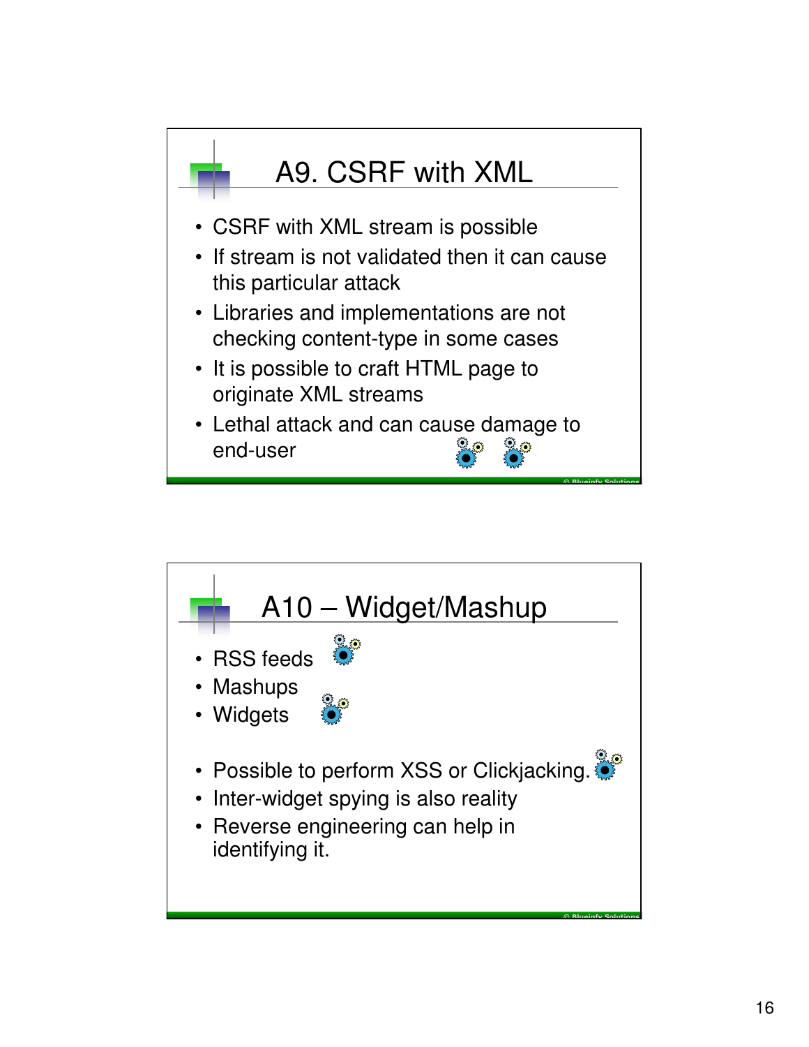## A9. CSRF with XML

- CSRF with XML stream is possible
- If stream is not validated then it can cause this particular attack
- Libraries and implementations are not checking content-type in some cases
- It is possible to craft HTML page to originate XML streams
- Lethal attack and can cause damage to end-user

## A10 – Widget/Mashup

- RSS feeds
- Mashups
- Widgets

- Possible to perform XSS or Clickjacking.
- Inter-widget spying is also reality
- Reverse engineering can help in identifying it.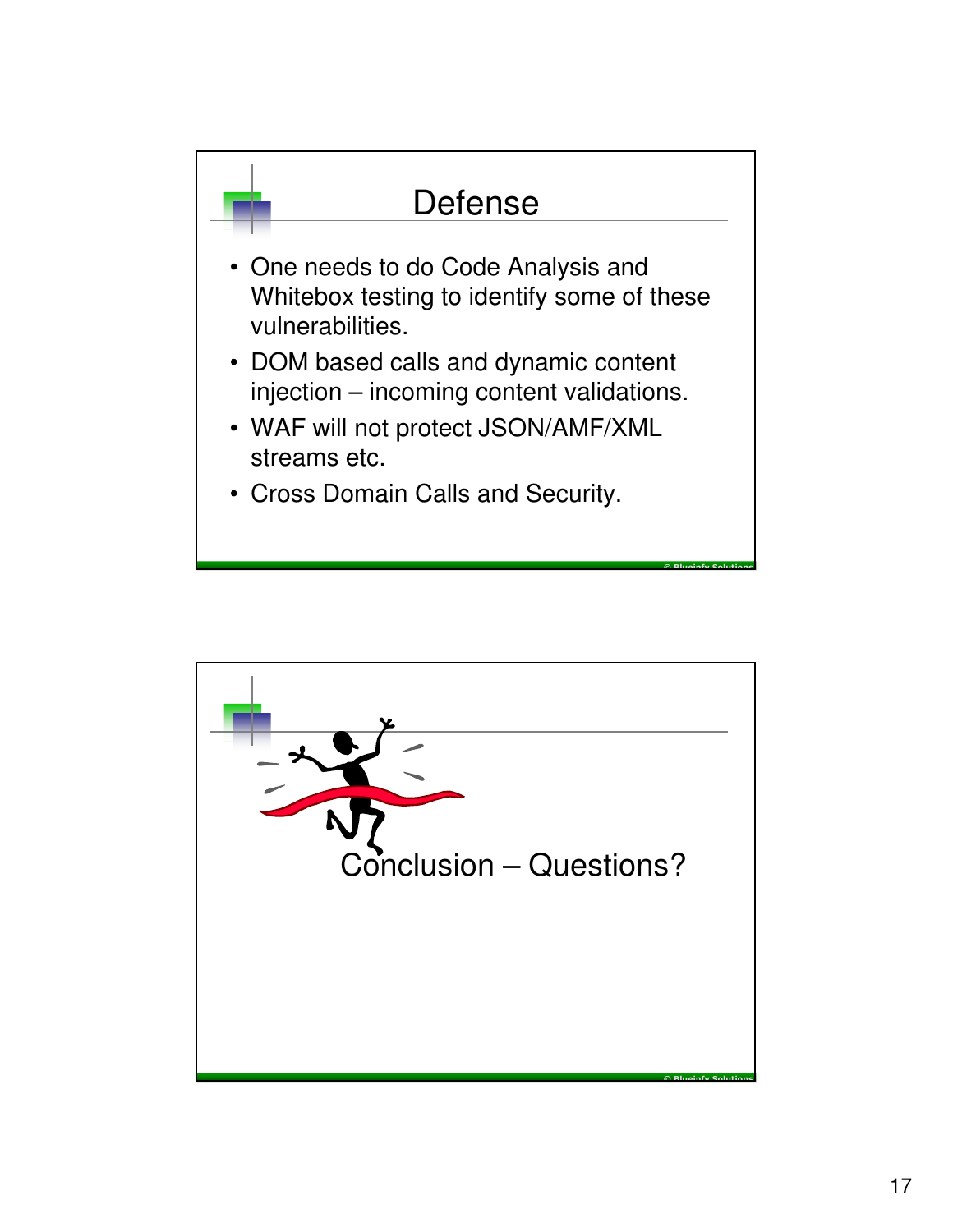# Defense

- One needs to do Code Analysis and Whitebox testing to identify some of these vulnerabilities.
- DOM based calls and dynamic content injection – incoming content validations.
- WAF will not protect JSON/AMF/XML streams etc.
- Cross Domain Calls and Security.

# Conclusion – Questions?